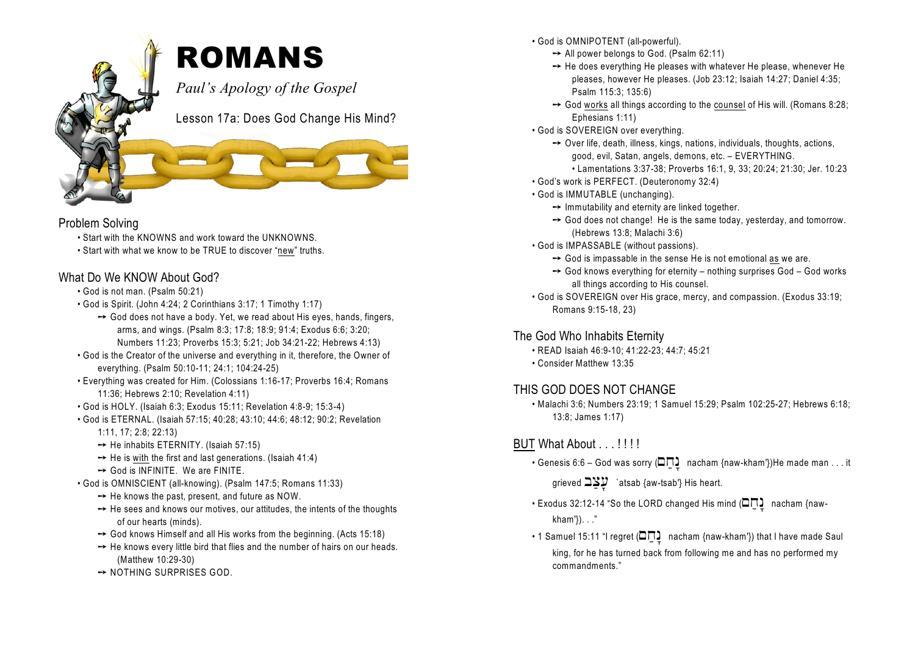# ROMANS

*Paul's Apology of the Gospel*

Lesson 17a: Does God Change His Mind?

## Problem Solving

- Start with the KNOWNS and work toward the UNKNOWNS.
- Start with what we know to be TRUE to discover "new" truths.

## What Do We KNOW About God?

- God is not man. (Psalm 50:21)
- God is Spirit. (John 4:24; 2 Corinthians 3:17; 1 Timothy 1:17)
  - → God does not have a body. Yet, we read about His eyes, hands, fingers, arms, and wings. (Psalm 8:3; 17:8; 18:9; 91:4; Exodus 6:6; 3:20; Numbers 11:23; Proverbs 15:3; 5:21; Job 34:21-22; Hebrews 4:13)
- God is the Creator of the universe and everything in it, therefore, the Owner of everything. (Psalm 50:10-11; 24:1; 104:24-25)
- Everything was created for Him. (Colossians 1:16-17; Proverbs 16:4; Romans 11:36; Hebrews 2:10; Revelation 4:11)
- God is HOLY. (Isaiah 6:3; Exodus 15:11; Revelation 4:8-9; 15:3-4)
- God is ETERNAL. (Isaiah 57:15; 40:28; 43:10; 44:6; 48:12; 90:2; Revelation 1:11, 17; 2:8; 22:13)
  - → He inhabits ETERNITY. (Isaiah 57:15)
  - → He is with the first and last generations. (Isaiah 41:4)
  - → God is INFINITE. We are FINITE.
- God is OMNISCIENT (all-knowing). (Psalm 147:5; Romans 11:33)
  - → He knows the past, present, and future as NOW.
  - → He sees and knows our motives, our attitudes, the intents of the thoughts of our hearts (minds).
  - → God knows Himself and all His works from the beginning. (Acts 15:18)
  - → He knows every little bird that flies and the number of hairs on our heads. (Matthew 10:29-30)
  - → NOTHING SURPRISES GOD.
- God is OMNIPOTENT (all-powerful).
  - → All power belongs to God. (Psalm 62:11)
  - → He does everything He pleases with whatever He please, whenever He pleases, however He pleases. (Job 23:12; Isaiah 14:27; Daniel 4:35; Psalm 115:3; 135:6)
  - → God works all things according to the counsel of His will. (Romans 8:28; Ephesians 1:11)
- God is SOVEREIGN over everything.
  - → Over life, death, illness, kings, nations, individuals, thoughts, actions, good, evil, Satan, angels, demons, etc. – EVERYTHING.
    - Lamentations 3:37-38; Proverbs 16:1, 9, 33; 20:24; 21:30; Jer. 10:23
- God's work is PERFECT. (Deuteronomy 32:4)
- God is IMMUTABLE (unchanging).
  - → Immutability and eternity are linked together.
  - → God does not change! He is the same today, yesterday, and tomorrow. (Hebrews 13:8; Malachi 3:6)
- God is IMPASSABLE (without passions).
  - → God is impassable in the sense He is not emotional as we are.
  - → God knows everything for eternity – nothing surprises God – God works all things according to His counsel.
- God is SOVEREIGN over His grace, mercy, and compassion. (Exodus 33:19; Romans 9:15-18, 23)

## The God Who Inhabits Eternity

- READ Isaiah 46:9-10; 41:22-23; 44:7; 45:21
- Consider Matthew 13:35

## THIS GOD DOES NOT CHANGE

- Malachi 3:6; Numbers 23:19; 1 Samuel 15:29; Psalm 102:25-27; Hebrews 6:18; 13:8; James 1:17

## BUT What About . . . ! ! ! !

- Genesis 6:6 – God was sorry (נָחַם nacham {naw-kham'})He made man . . . it grieved עָצַב `atsab {aw-tsab'} His heart.
- Exodus 32:12-14 "So the LORD changed His mind (נָחַם nacham {naw-kham'}). . ."
- 1 Samuel 15:11 "I regret (נָחַם nacham {naw-kham'}) that I have made Saul king, for he has turned back from following me and has no performed my commandments."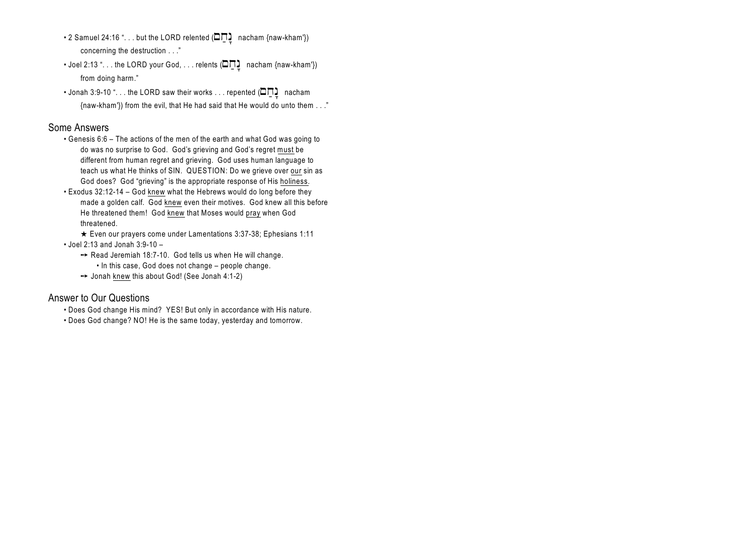- 2 Samuel 24:16 ". . . but the LORD relented (נָחַם nacham {naw-kham'}) concerning the destruction . . ."
- Joel 2:13 ". . . the LORD your God, . . . relents (נָחַם nacham {naw-kham'}) from doing harm."
- Jonah 3:9-10 ". . . the LORD saw their works . . . repented (נָחַם nacham {naw-kham'}) from the evil, that He had said that He would do unto them . . ."

## Some Answers

- Genesis 6:6 – The actions of the men of the earth and what God was going to do was no surprise to God. God's grieving and God's regret <u>must</u> be different from human regret and grieving. God uses human language to teach us what He thinks of SIN. QUESTION: Do we grieve over <u>our</u> sin as God does? God "grieving" is the appropriate response of His <u>holiness</u>.
- Exodus 32:12-14 – God <u>knew</u> what the Hebrews would do long before they made a golden calf. God <u>knew</u> even their motives. God knew all this before He threatened them! God <u>knew</u> that Moses would <u>pray</u> when God threatened.
  - ★ Even our prayers come under Lamentations 3:37-38; Ephesians 1:11
- Joel 2:13 and Jonah 3:9-10 –
  - ➙ Read Jeremiah 18:7-10. God tells us when He will change.
    - In this case, God does not change – people change.
  - ➙ Jonah <u>knew</u> this about God! (See Jonah 4:1-2)

## Answer to Our Questions

- Does God change His mind? YES! But only in accordance with His nature.
- Does God change? NO! He is the same today, yesterday and tomorrow.